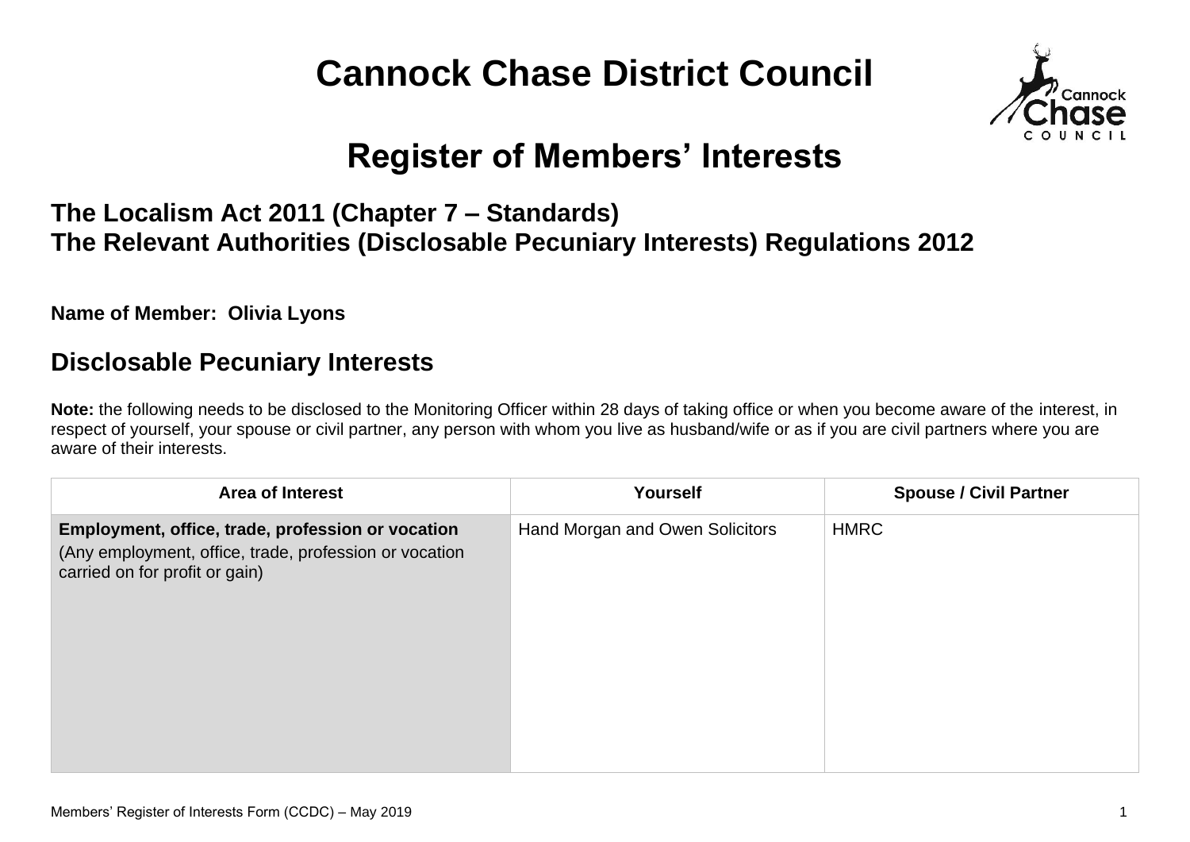# Cannock Chase District Council

## Register of Members' Interests

### The Localism Act 2011 (Chapter 7 – Standards)
### The Relevant Authorities (Disclosable Pecuniary Interests) Regulations 2012

**Name of Member: Olivia Lyons**

## Disclosable Pecuniary Interests

**Note:** the following needs to be disclosed to the Monitoring Officer within 28 days of taking office or when you become aware of the interest, in respect of yourself, your spouse or civil partner, any person with whom you live as husband/wife or as if you are civil partners where you are aware of their interests.

| Area of Interest | Yourself | Spouse / Civil Partner |
|---|---|---|
| **Employment, office, trade, profession or vocation** (Any employment, office, trade, profession or vocation carried on for profit or gain) | Hand Morgan and Owen Solicitors | HMRC |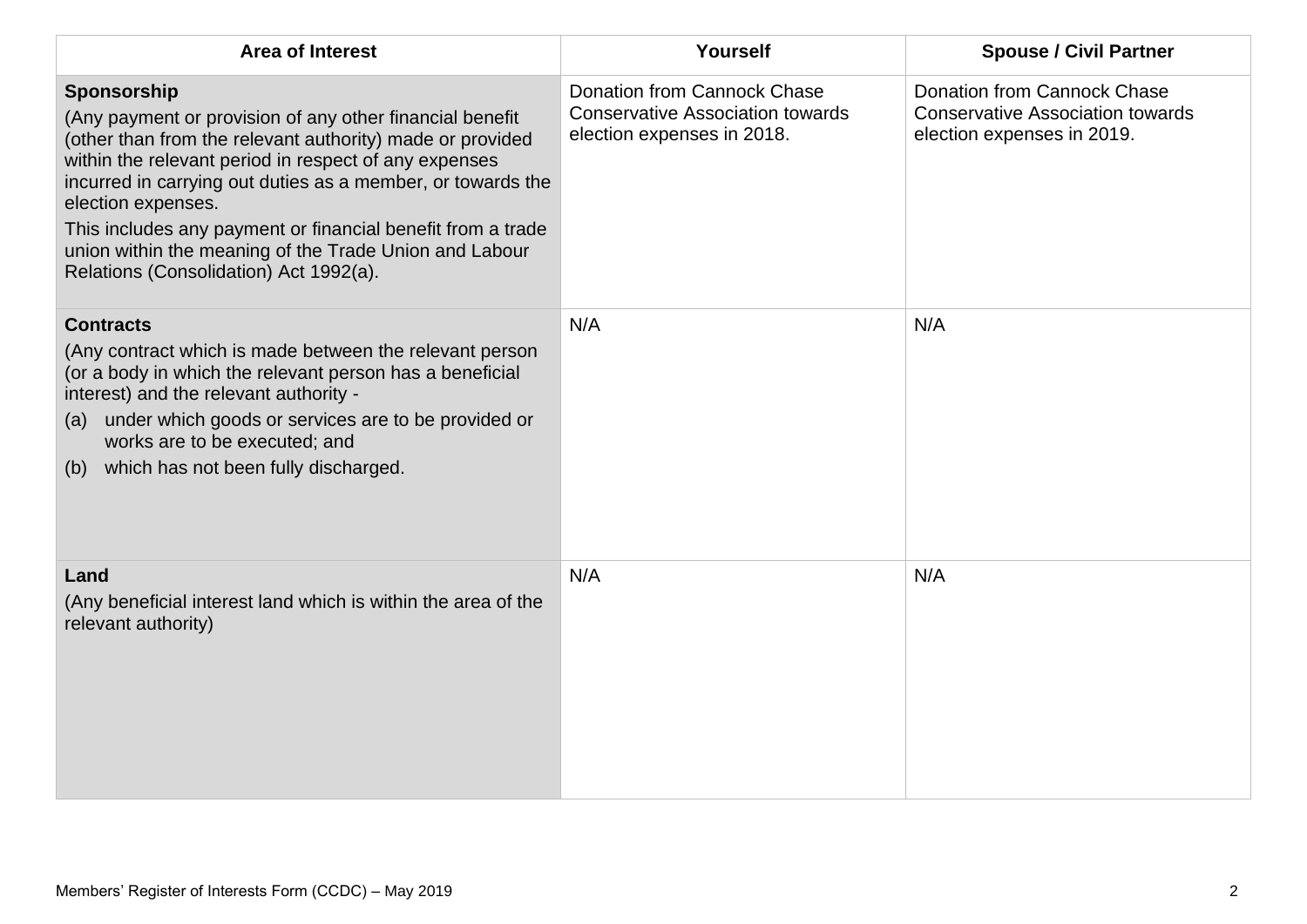| Area of Interest | Yourself | Spouse / Civil Partner |
|---|---|---|
| **Sponsorship**<br>(Any payment or provision of any other financial benefit (other than from the relevant authority) made or provided within the relevant period in respect of any expenses incurred in carrying out duties as a member, or towards the election expenses.<br>This includes any payment or financial benefit from a trade union within the meaning of the Trade Union and Labour Relations (Consolidation) Act 1992(a). | Donation from Cannock Chase Conservative Association towards election expenses in 2018. | Donation from Cannock Chase Conservative Association towards election expenses in 2019. |
| **Contracts**<br>(Any contract which is made between the relevant person (or a body in which the relevant person has a beneficial interest) and the relevant authority -<br>(a) under which goods or services are to be provided or works are to be executed; and<br>(b) which has not been fully discharged. | N/A | N/A |
| **Land**<br>(Any beneficial interest land which is within the area of the relevant authority) | N/A | N/A |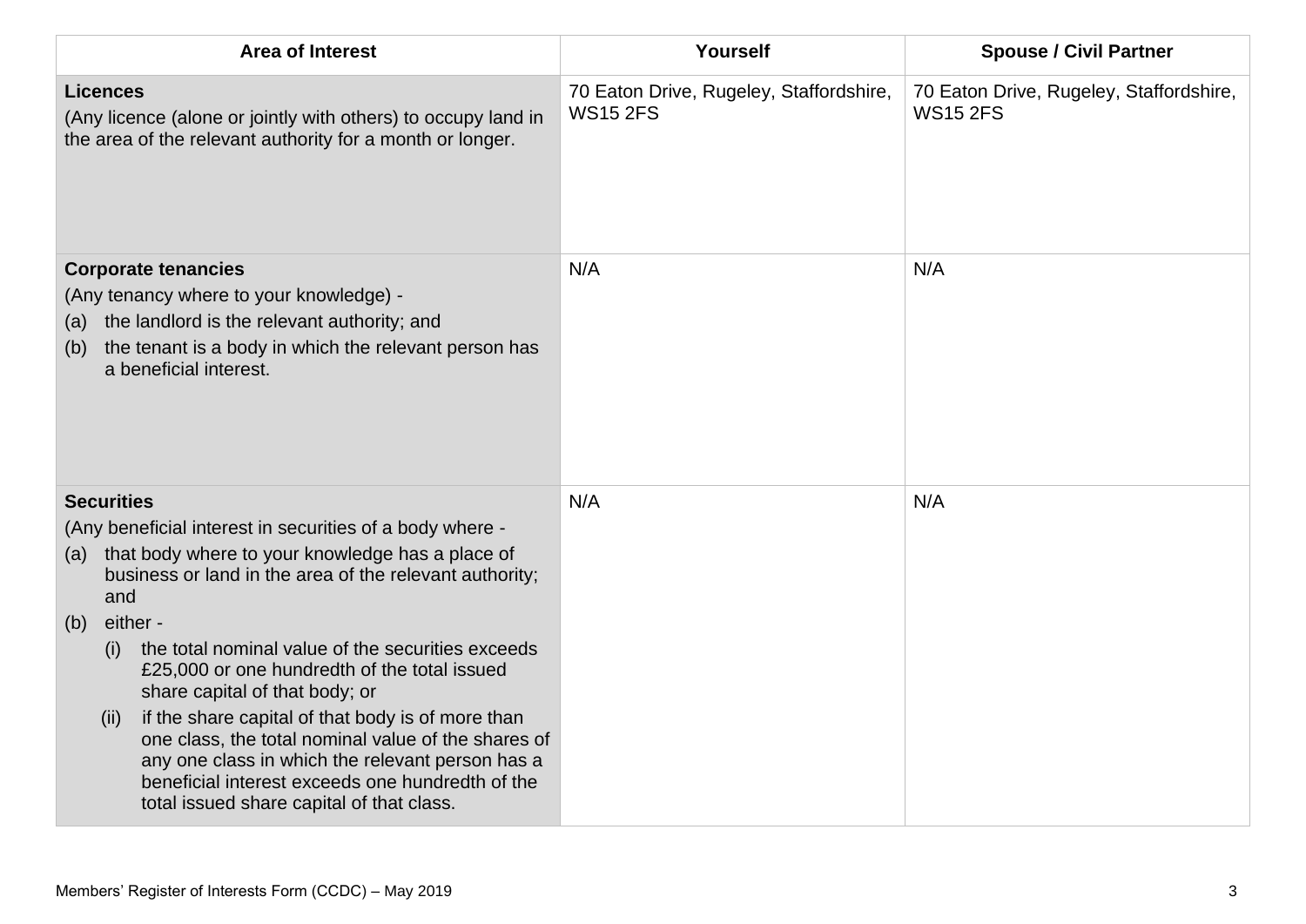| Area of Interest | Yourself | Spouse / Civil Partner |
|---|---|---|
| **Licences**<br>(Any licence (alone or jointly with others) to occupy land in the area of the relevant authority for a month or longer. | 70 Eaton Drive, Rugeley, Staffordshire, WS15 2FS | 70 Eaton Drive, Rugeley, Staffordshire, WS15 2FS |
| **Corporate tenancies**<br>(Any tenancy where to your knowledge) -<br>(a) the landlord is the relevant authority; and<br>(b) the tenant is a body in which the relevant person has a beneficial interest. | N/A | N/A |
| **Securities**<br>(Any beneficial interest in securities of a body where -<br>(a) that body where to your knowledge has a place of business or land in the area of the relevant authority; and<br>(b) either -<br>(i) the total nominal value of the securities exceeds £25,000 or one hundredth of the total issued share capital of that body; or<br>(ii) if the share capital of that body is of more than one class, the total nominal value of the shares of any one class in which the relevant person has a beneficial interest exceeds one hundredth of the total issued share capital of that class. | N/A | N/A |

Members' Register of Interests Form (CCDC) – May 2019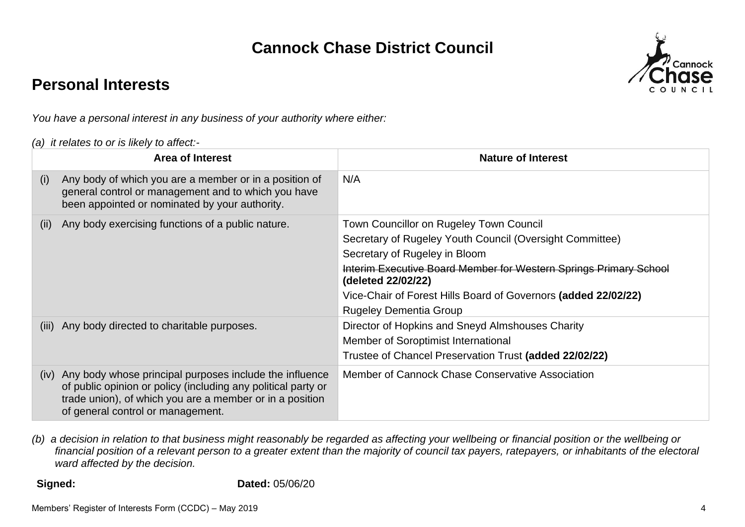# Cannock Chase District Council

## Personal Interests

*You have a personal interest in any business of your authority where either:*

*(a) it relates to or is likely to affect:-*

| Area of Interest | Nature of Interest |
|---|---|
| (i) Any body of which you are a member or in a position of general control or management and to which you have been appointed or nominated by your authority. | N/A |
| (ii) Any body exercising functions of a public nature. | Town Councillor on Rugeley Town Council<br>Secretary of Rugeley Youth Council (Oversight Committee)<br>Secretary of Rugeley in Bloom<br>~~Interim Executive Board Member for Western Springs Primary School~~ **(deleted 22/02/22)**<br>Vice-Chair of Forest Hills Board of Governors **(added 22/02/22)**<br>Rugeley Dementia Group |
| (iii) Any body directed to charitable purposes. | Director of Hopkins and Sneyd Almshouses Charity<br>Member of Soroptimist International<br>Trustee of Chancel Preservation Trust **(added 22/02/22)** |
| (iv) Any body whose principal purposes include the influence of public opinion or policy (including any political party or trade union), of which you are a member or in a position of general control or management. | Member of Cannock Chase Conservative Association |

*(b) a decision in relation to that business might reasonably be regarded as affecting your wellbeing or financial position or the wellbeing or financial position of a relevant person to a greater extent than the majority of council tax payers, ratepayers, or inhabitants of the electoral ward affected by the decision.*

**Signed:** **Dated:** 05/06/20

Members' Register of Interests Form (CCDC) – May 2019